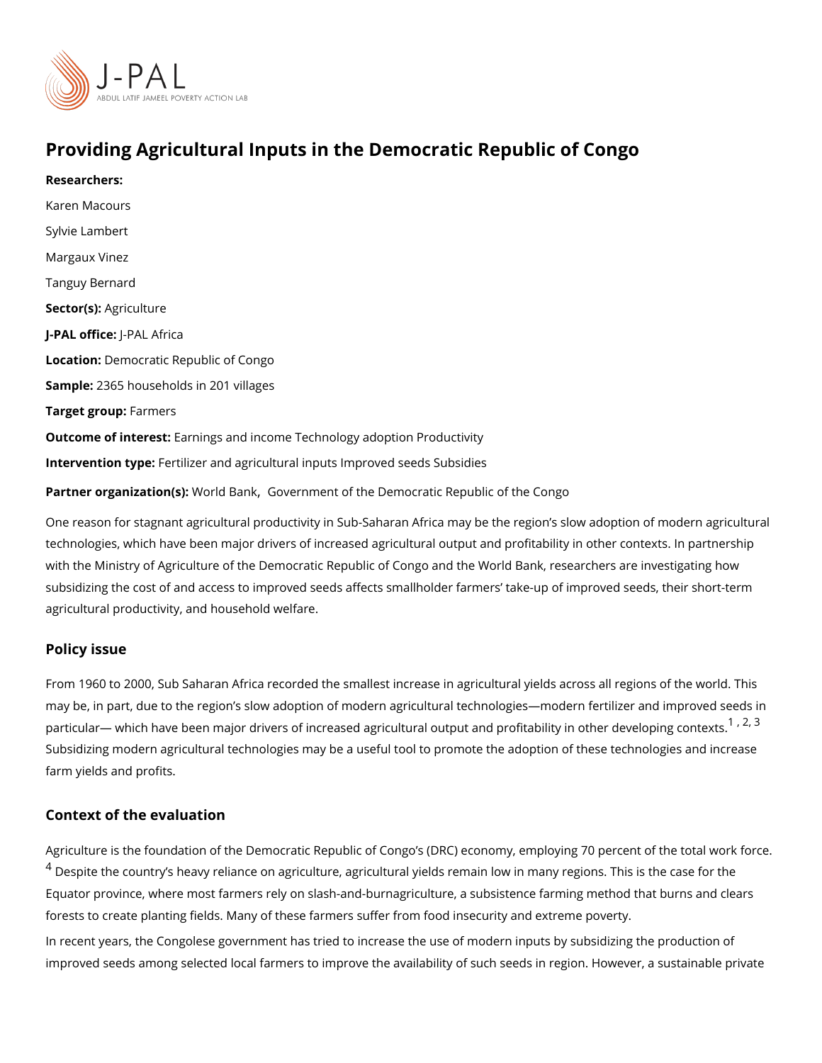# Providing Agricultural Inputs in the Democratic Republic of Congo

**Researchers:**

Karen Macours

Sylvie Lambert

Margaux Vinez

Tanguy Bernard

**Sector(s):** Agriculture

**J-PAL office:** J-PAL Africa

**Location:** Democratic Republic of Congo

**Sample:** 2365 households in 201 villages

**Target group:** Farmers

**Outcome of interest:** Earnings and income Technology adoption Productivity

**Intervention type:** Fertilizer and agricultural inputs Improved seeds Subsidies

**Partner organization(s):** World Bank, Government of the Democratic Republic of the Congo

One reason for stagnant agricultural productivity in Sub-Saharan Africa may be the region's slow adoption of modern agricultural technologies, which have been major drivers of increased agricultural output and profitability in other contexts. In partnership with the Ministry of Agriculture of the Democratic Republic of Congo and the World Bank, researchers are investigating how subsidizing the cost of and access to improved seeds affects smallholder farmers' take-up of improved seeds, their short-term agricultural productivity, and household welfare.

## Policy issue

From 1960 to 2000, Sub Saharan Africa recorded the smallest increase in agricultural yields across all regions of the world. This may be, in part, due to the region's slow adoption of modern agricultural technologies—modern fertilizer and improved seeds in particular— which have been major drivers of increased agricultural output and profitability in other developing contexts.[1, 2, 3] Subsidizing modern agricultural technologies may be a useful tool to promote the adoption of these technologies and increase farm yields and profits.

## Context of the evaluation

Agriculture is the foundation of the Democratic Republic of Congo's (DRC) economy, employing 70 percent of the total work force.[4] Despite the country's heavy reliance on agriculture, agricultural yields remain low in many regions. This is the case for the Equator province, where most farmers rely on slash-and-burnagriculture, a subsistence farming method that burns and clears forests to create planting fields. Many of these farmers suffer from food insecurity and extreme poverty.

In recent years, the Congolese government has tried to increase the use of modern inputs by subsidizing the production of improved seeds among selected local farmers to improve the availability of such seeds in region. However, a sustainable private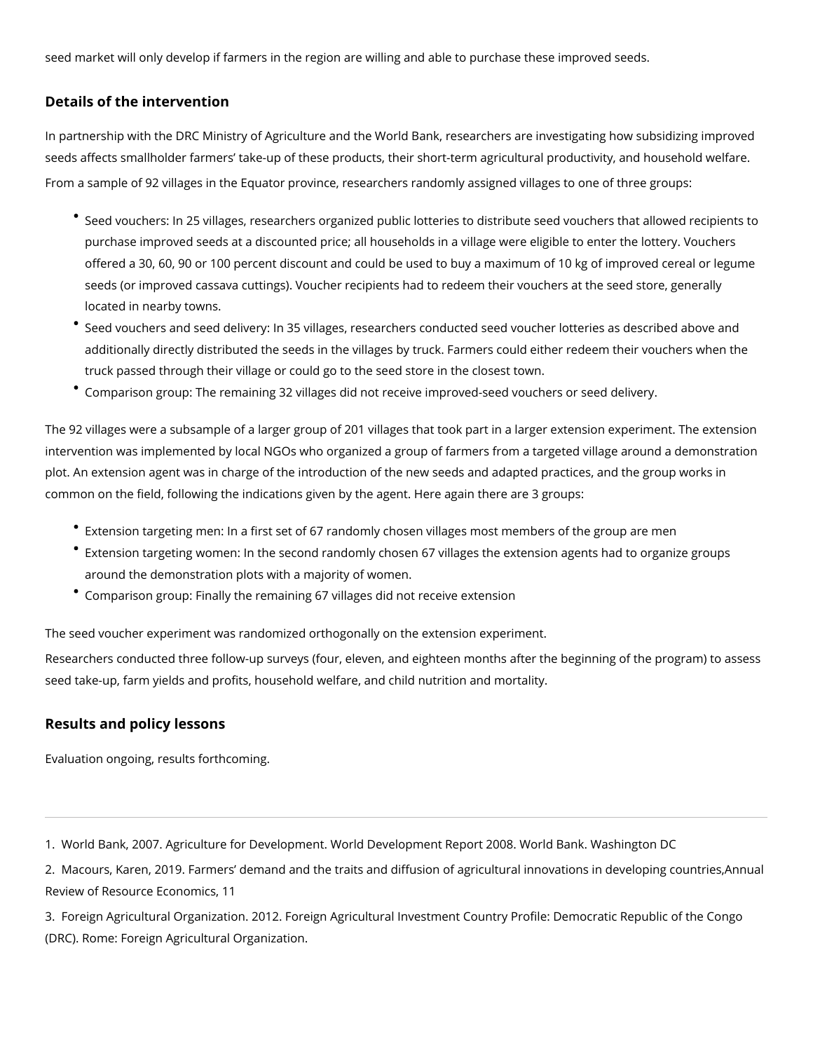seed market will only develop if farmers in the region are willing and able to purchase these improved seeds.

## Details of the intervention

In partnership with the DRC Ministry of Agriculture and the World Bank, researchers are investigating how subsidizing improved seeds affects smallholder farmers' take-up of these products, their short-term agricultural productivity, and household welfare.

From a sample of 92 villages in the Equator province, researchers randomly assigned villages to one of three groups:

- Seed vouchers: In 25 villages, researchers organized public lotteries to distribute seed vouchers that allowed recipients to purchase improved seeds at a discounted price; all households in a village were eligible to enter the lottery. Vouchers offered a 30, 60, 90 or 100 percent discount and could be used to buy a maximum of 10 kg of improved cereal or legume seeds (or improved cassava cuttings). Voucher recipients had to redeem their vouchers at the seed store, generally located in nearby towns.
- Seed vouchers and seed delivery: In 35 villages, researchers conducted seed voucher lotteries as described above and additionally directly distributed the seeds in the villages by truck. Farmers could either redeem their vouchers when the truck passed through their village or could go to the seed store in the closest town.
- Comparison group: The remaining 32 villages did not receive improved-seed vouchers or seed delivery.

The 92 villages were a subsample of a larger group of 201 villages that took part in a larger extension experiment. The extension intervention was implemented by local NGOs who organized a group of farmers from a targeted village around a demonstration plot. An extension agent was in charge of the introduction of the new seeds and adapted practices, and the group works in common on the field, following the indications given by the agent. Here again there are 3 groups:

- Extension targeting men: In a first set of 67 randomly chosen villages most members of the group are men
- Extension targeting women: In the second randomly chosen 67 villages the extension agents had to organize groups around the demonstration plots with a majority of women.
- Comparison group: Finally the remaining 67 villages did not receive extension

The seed voucher experiment was randomized orthogonally on the extension experiment.

Researchers conducted three follow-up surveys (four, eleven, and eighteen months after the beginning of the program) to assess seed take-up, farm yields and profits, household welfare, and child nutrition and mortality.

## Results and policy lessons

Evaluation ongoing, results forthcoming.

---

1. World Bank, 2007. Agriculture for Development. World Development Report 2008. World Bank. Washington DC

2. Macours, Karen, 2019. Farmers' demand and the traits and diffusion of agricultural innovations in developing countries,Annual Review of Resource Economics, 11

3. Foreign Agricultural Organization. 2012. Foreign Agricultural Investment Country Profile: Democratic Republic of the Congo (DRC). Rome: Foreign Agricultural Organization.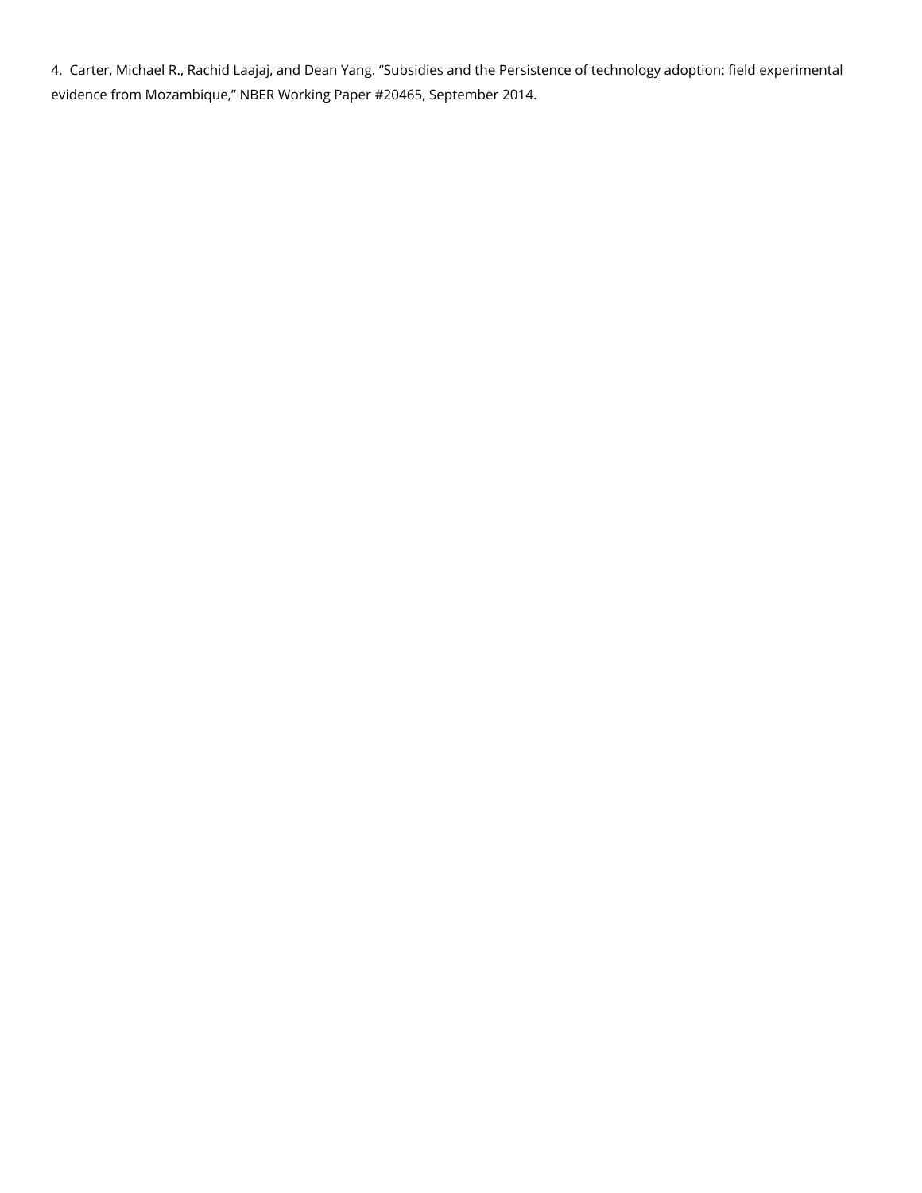4. Carter, Michael R., Rachid Laajaj, and Dean Yang. “Subsidies and the Persistence of technology adoption: field experimental evidence from Mozambique,” NBER Working Paper #20465, September 2014.